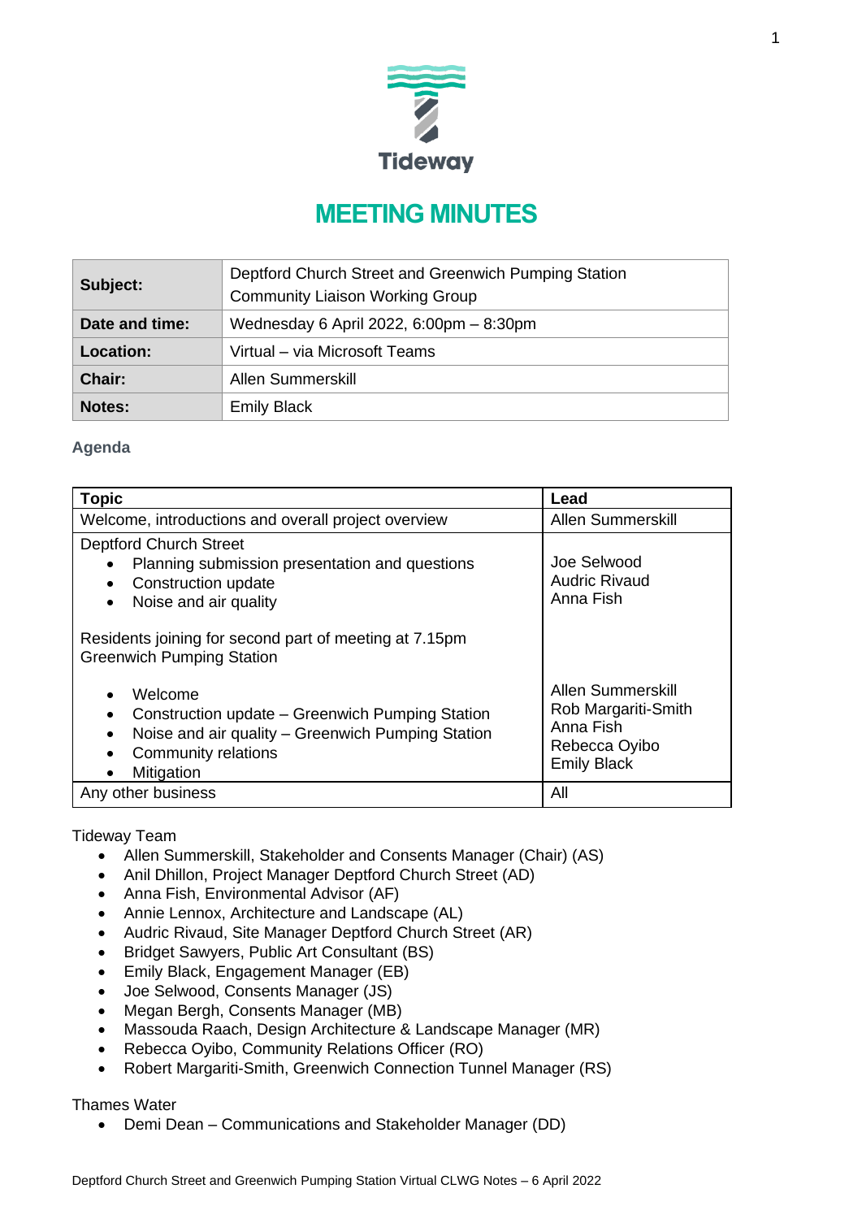Tideway

# MEETING MINUTES

| | |
|---|---|
| **Subject:** | Deptford Church Street and Greenwich Pumping Station Community Liaison Working Group |
| **Date and time:** | Wednesday 6 April 2022, 6:00pm – 8:30pm |
| **Location:** | Virtual – via Microsoft Teams |
| **Chair:** | Allen Summerskill |
| **Notes:** | Emily Black |

### Agenda

| Topic | Lead |
|---|---|
| Welcome, introductions and overall project overview | Allen Summerskill |
| Deptford Church Street<br>• Planning submission presentation and questions<br>• Construction update<br>• Noise and air quality<br><br>Residents joining for second part of meeting at 7.15pm<br>Greenwich Pumping Station<br>• Welcome<br>• Construction update – Greenwich Pumping Station<br>• Noise and air quality – Greenwich Pumping Station<br>• Community relations<br>• Mitigation | Joe Selwood<br>Audric Rivaud<br>Anna Fish<br><br>Allen Summerskill<br>Rob Margariti-Smith<br>Anna Fish<br>Rebecca Oyibo<br>Emily Black |
| Any other business | All |

Tideway Team

- Allen Summerskill, Stakeholder and Consents Manager (Chair) (AS)
- Anil Dhillon, Project Manager Deptford Church Street (AD)
- Anna Fish, Environmental Advisor (AF)
- Annie Lennox, Architecture and Landscape (AL)
- Audric Rivaud, Site Manager Deptford Church Street (AR)
- Bridget Sawyers, Public Art Consultant (BS)
- Emily Black, Engagement Manager (EB)
- Joe Selwood, Consents Manager (JS)
- Megan Bergh, Consents Manager (MB)
- Massouda Raach, Design Architecture & Landscape Manager (MR)
- Rebecca Oyibo, Community Relations Officer (RO)
- Robert Margariti-Smith, Greenwich Connection Tunnel Manager (RS)

Thames Water

- Demi Dean – Communications and Stakeholder Manager (DD)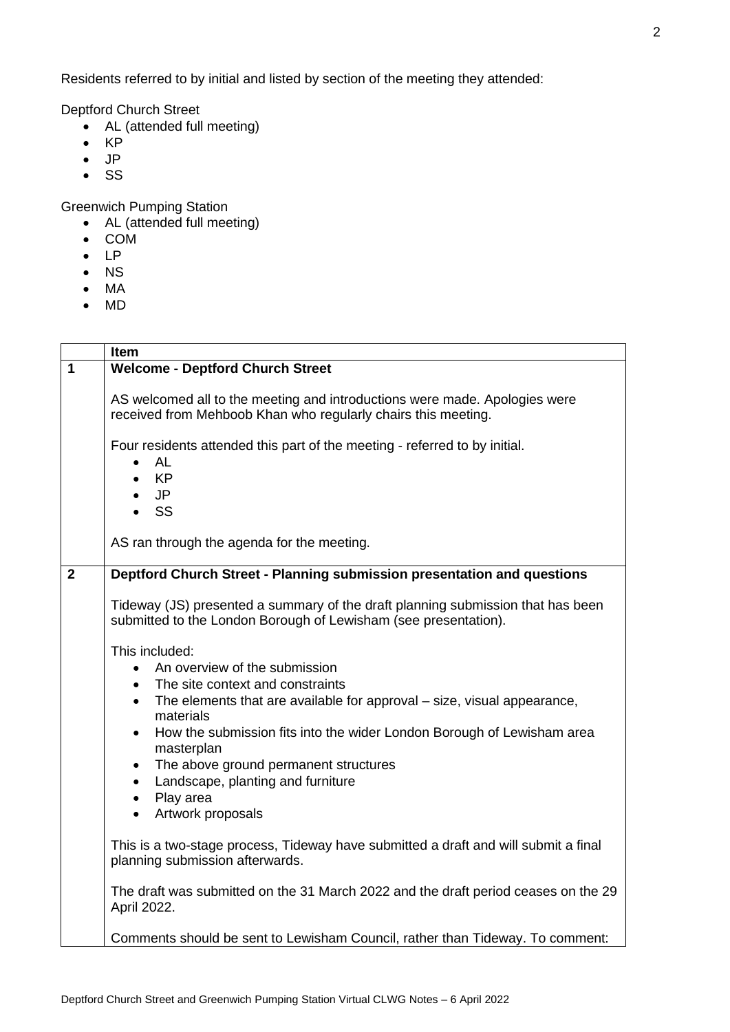Residents referred to by initial and listed by section of the meeting they attended:

Deptford Church Street

- AL (attended full meeting)
- KP
- JP
- SS

Greenwich Pumping Station

- AL (attended full meeting)
- COM
- LP
- NS
- MA
- MD

| | Item |
|---|---|
| **1** | **Welcome - Deptford Church Street**<br><br>AS welcomed all to the meeting and introductions were made. Apologies were received from Mehboob Khan who regularly chairs this meeting.<br><br>Four residents attended this part of the meeting - referred to by initial.<br>• AL<br>• KP<br>• JP<br>• SS<br><br>AS ran through the agenda for the meeting. |
| **2** | **Deptford Church Street - Planning submission presentation and questions**<br><br>Tideway (JS) presented a summary of the draft planning submission that has been submitted to the London Borough of Lewisham (see presentation).<br><br>This included:<br>• An overview of the submission<br>• The site context and constraints<br>• The elements that are available for approval – size, visual appearance, materials<br>• How the submission fits into the wider London Borough of Lewisham area masterplan<br>• The above ground permanent structures<br>• Landscape, planting and furniture<br>• Play area<br>• Artwork proposals<br><br>This is a two-stage process, Tideway have submitted a draft and will submit a final planning submission afterwards.<br><br>The draft was submitted on the 31 March 2022 and the draft period ceases on the 29 April 2022.<br><br>Comments should be sent to Lewisham Council, rather than Tideway. To comment: |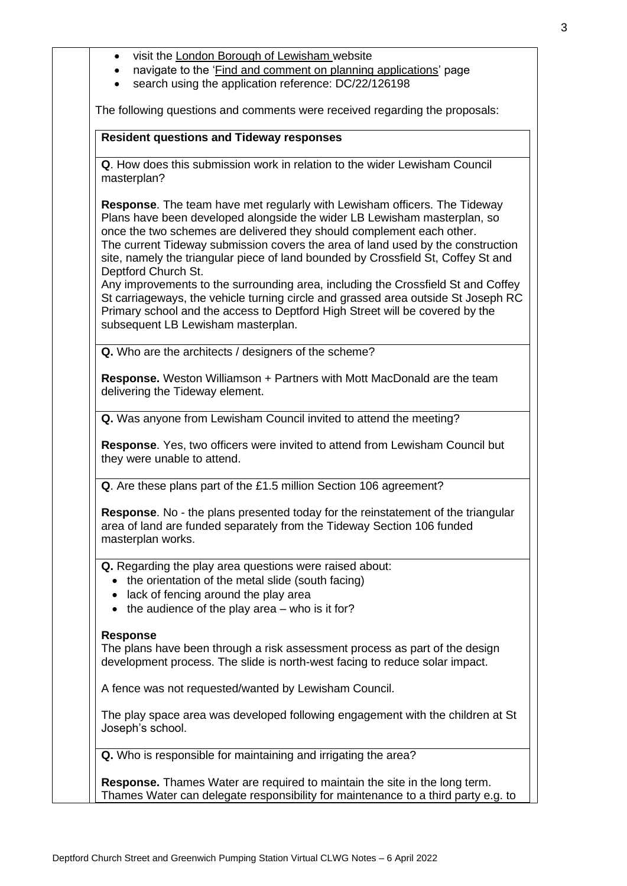- visit the London Borough of Lewisham website
- navigate to the 'Find and comment on planning applications' page
- search using the application reference: DC/22/126198

The following questions and comments were received regarding the proposals:

**Resident questions and Tideway responses**

**Q**. How does this submission work in relation to the wider Lewisham Council masterplan?

**Response**. The team have met regularly with Lewisham officers. The Tideway Plans have been developed alongside the wider LB Lewisham masterplan, so once the two schemes are delivered they should complement each other. The current Tideway submission covers the area of land used by the construction site, namely the triangular piece of land bounded by Crossfield St, Coffey St and Deptford Church St.
Any improvements to the surrounding area, including the Crossfield St and Coffey St carriageways, the vehicle turning circle and grassed area outside St Joseph RC Primary school and the access to Deptford High Street will be covered by the subsequent LB Lewisham masterplan.

**Q.** Who are the architects / designers of the scheme?

**Response.** Weston Williamson + Partners with Mott MacDonald are the team delivering the Tideway element.

**Q.** Was anyone from Lewisham Council invited to attend the meeting?

**Response**. Yes, two officers were invited to attend from Lewisham Council but they were unable to attend.

**Q**. Are these plans part of the £1.5 million Section 106 agreement?

**Response**. No - the plans presented today for the reinstatement of the triangular area of land are funded separately from the Tideway Section 106 funded masterplan works.

**Q.** Regarding the play area questions were raised about:

- the orientation of the metal slide (south facing)
- lack of fencing around the play area
- the audience of the play area – who is it for?

**Response**
The plans have been through a risk assessment process as part of the design development process. The slide is north-west facing to reduce solar impact.

A fence was not requested/wanted by Lewisham Council.

The play space area was developed following engagement with the children at St Joseph's school.

**Q.** Who is responsible for maintaining and irrigating the area?

**Response.** Thames Water are required to maintain the site in the long term. Thames Water can delegate responsibility for maintenance to a third party e.g. to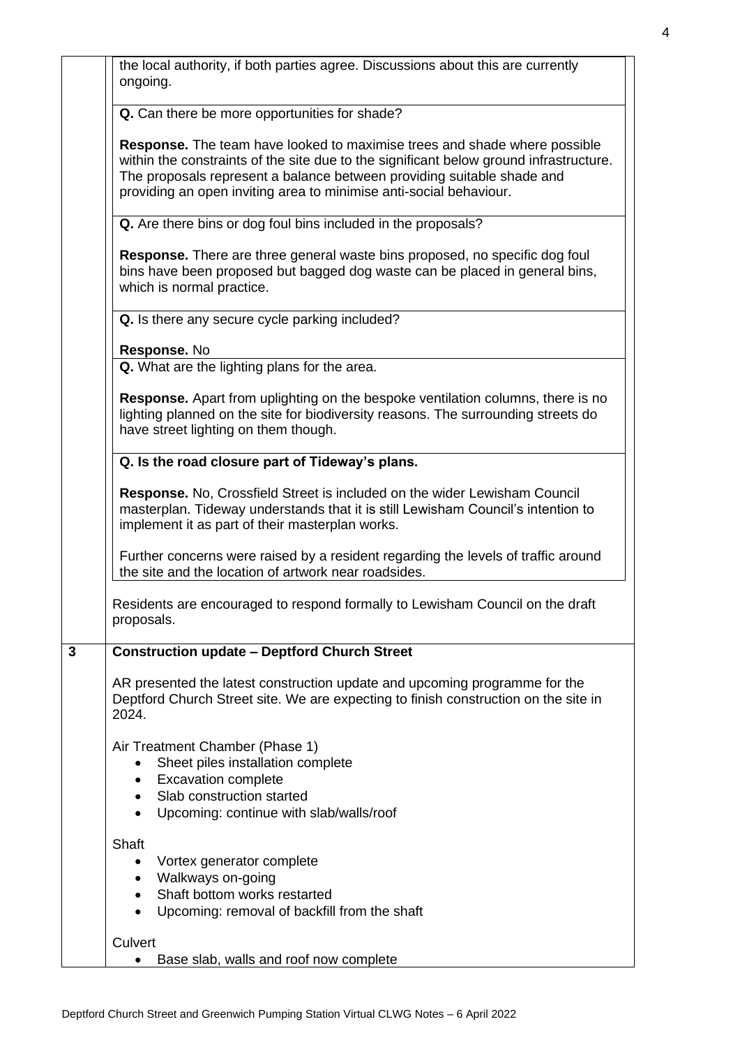the local authority, if both parties agree. Discussions about this are currently ongoing.

**Q.** Can there be more opportunities for shade?

**Response.** The team have looked to maximise trees and shade where possible within the constraints of the site due to the significant below ground infrastructure. The proposals represent a balance between providing suitable shade and providing an open inviting area to minimise anti-social behaviour.

**Q.** Are there bins or dog foul bins included in the proposals?

**Response.** There are three general waste bins proposed, no specific dog foul bins have been proposed but bagged dog waste can be placed in general bins, which is normal practice.

**Q.** Is there any secure cycle parking included?

**Response.** No

**Q.** What are the lighting plans for the area.

**Response.** Apart from uplighting on the bespoke ventilation columns, there is no lighting planned on the site for biodiversity reasons. The surrounding streets do have street lighting on them though.

**Q. Is the road closure part of Tideway's plans.**

**Response.** No, Crossfield Street is included on the wider Lewisham Council masterplan. Tideway understands that it is still Lewisham Council's intention to implement it as part of their masterplan works.

Further concerns were raised by a resident regarding the levels of traffic around the site and the location of artwork near roadsides.

Residents are encouraged to respond formally to Lewisham Council on the draft proposals.

## 3 Construction update – Deptford Church Street

AR presented the latest construction update and upcoming programme for the Deptford Church Street site. We are expecting to finish construction on the site in 2024.

Air Treatment Chamber (Phase 1)

- Sheet piles installation complete
- Excavation complete
- Slab construction started
- Upcoming: continue with slab/walls/roof

Shaft

- Vortex generator complete
- Walkways on-going
- Shaft bottom works restarted
- Upcoming: removal of backfill from the shaft

Culvert

- Base slab, walls and roof now complete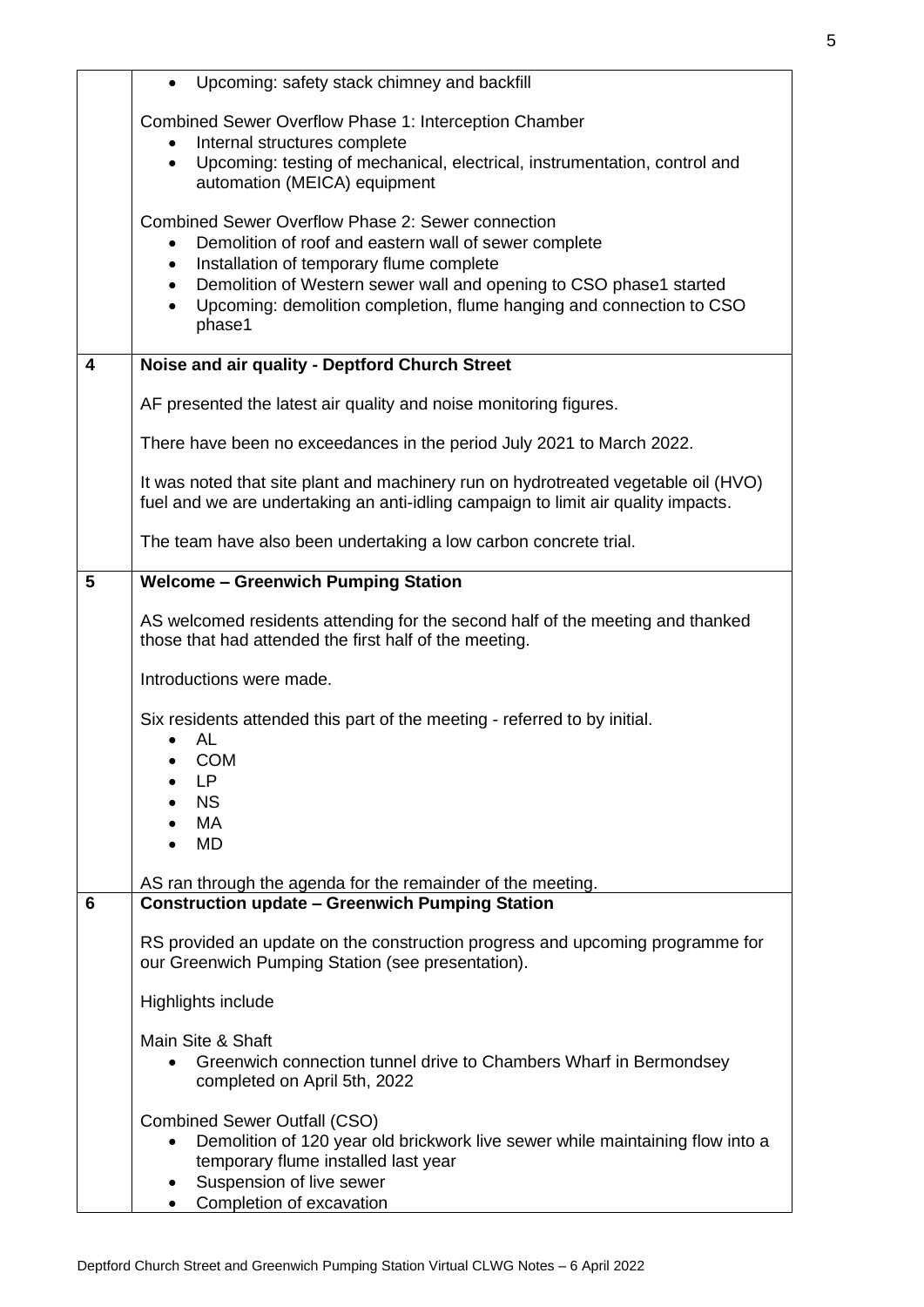|   |   |
|---|---|
|   | • Upcoming: safety stack chimney and backfill<br><br>Combined Sewer Overflow Phase 1: Interception Chamber<br>• Internal structures complete<br>• Upcoming: testing of mechanical, electrical, instrumentation, control and automation (MEICA) equipment<br><br>Combined Sewer Overflow Phase 2: Sewer connection<br>• Demolition of roof and eastern wall of sewer complete<br>• Installation of temporary flume complete<br>• Demolition of Western sewer wall and opening to CSO phase1 started<br>• Upcoming: demolition completion, flume hanging and connection to CSO phase1 |
| **4** | **Noise and air quality - Deptford Church Street**<br><br>AF presented the latest air quality and noise monitoring figures.<br><br>There have been no exceedances in the period July 2021 to March 2022.<br><br>It was noted that site plant and machinery run on hydrotreated vegetable oil (HVO) fuel and we are undertaking an anti-idling campaign to limit air quality impacts.<br><br>The team have also been undertaking a low carbon concrete trial. |
| **5** | **Welcome – Greenwich Pumping Station**<br><br>AS welcomed residents attending for the second half of the meeting and thanked those that had attended the first half of the meeting.<br><br>Introductions were made.<br><br>Six residents attended this part of the meeting - referred to by initial.<br>• AL<br>• COM<br>• LP<br>• NS<br>• MA<br>• MD<br><br>AS ran through the agenda for the remainder of the meeting. |
| **6** | **Construction update – Greenwich Pumping Station**<br><br>RS provided an update on the construction progress and upcoming programme for our Greenwich Pumping Station (see presentation).<br><br>Highlights include<br><br>Main Site & Shaft<br>• Greenwich connection tunnel drive to Chambers Wharf in Bermondsey completed on April 5th, 2022<br><br>Combined Sewer Outfall (CSO)<br>• Demolition of 120 year old brickwork live sewer while maintaining flow into a temporary flume installed last year<br>• Suspension of live sewer<br>• Completion of excavation |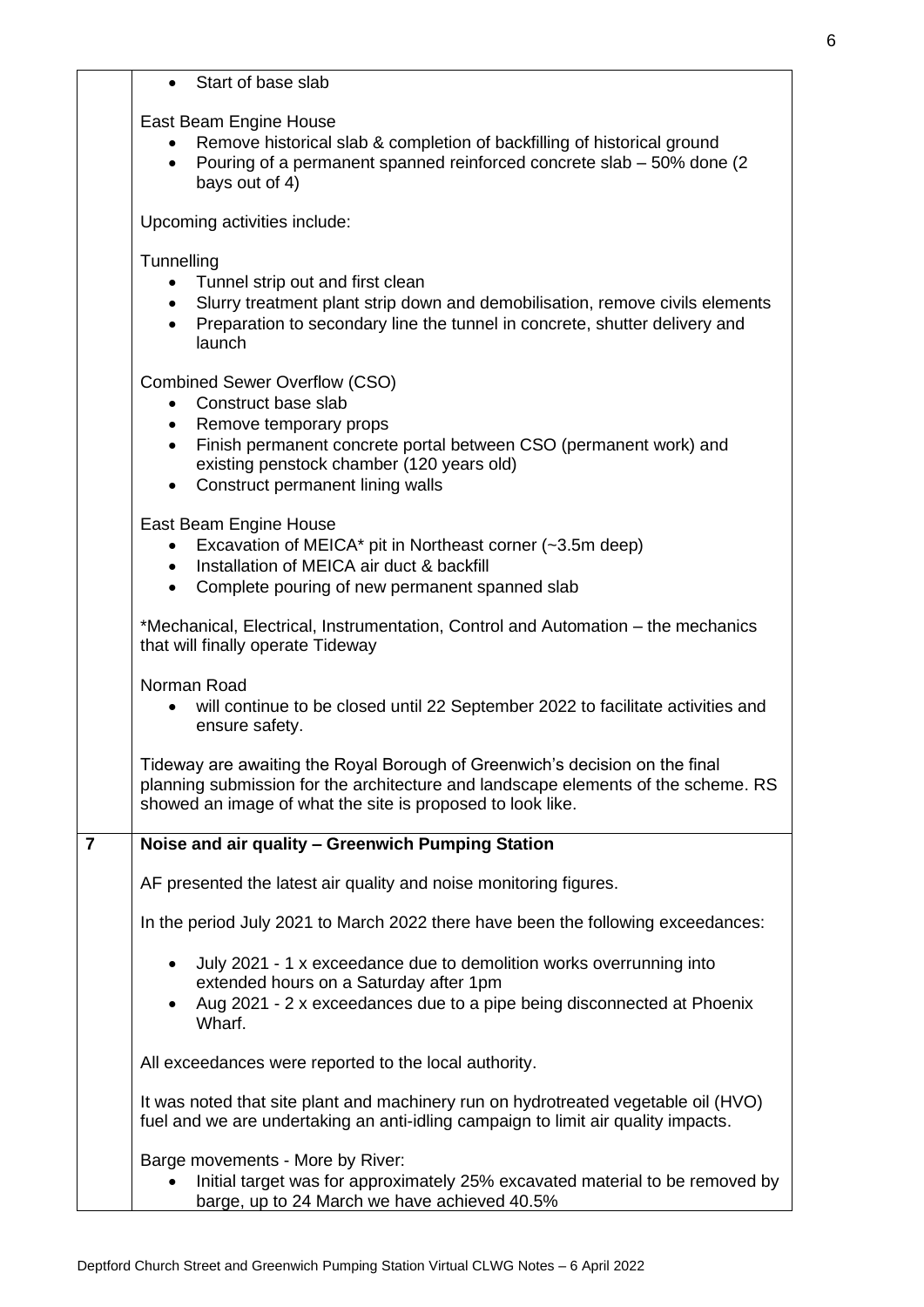|   |   |
|---|---|
| | • Start of base slab<br><br>East Beam Engine House<br>• Remove historical slab & completion of backfilling of historical ground<br>• Pouring of a permanent spanned reinforced concrete slab – 50% done (2 bays out of 4)<br><br>Upcoming activities include:<br><br>Tunnelling<br>• Tunnel strip out and first clean<br>• Slurry treatment plant strip down and demobilisation, remove civils elements<br>• Preparation to secondary line the tunnel in concrete, shutter delivery and launch<br><br>Combined Sewer Overflow (CSO)<br>• Construct base slab<br>• Remove temporary props<br>• Finish permanent concrete portal between CSO (permanent work) and existing penstock chamber (120 years old)<br>• Construct permanent lining walls<br><br>East Beam Engine House<br>• Excavation of MEICA* pit in Northeast corner (~3.5m deep)<br>• Installation of MEICA air duct & backfill<br>• Complete pouring of new permanent spanned slab<br><br>*Mechanical, Electrical, Instrumentation, Control and Automation – the mechanics that will finally operate Tideway<br><br>Norman Road<br>• will continue to be closed until 22 September 2022 to facilitate activities and ensure safety.<br><br>Tideway are awaiting the Royal Borough of Greenwich's decision on the final planning submission for the architecture and landscape elements of the scheme. RS showed an image of what the site is proposed to look like. |
| **7** | **Noise and air quality – Greenwich Pumping Station**<br><br>AF presented the latest air quality and noise monitoring figures.<br><br>In the period July 2021 to March 2022 there have been the following exceedances:<br><br>• July 2021 - 1 x exceedance due to demolition works overrunning into extended hours on a Saturday after 1pm<br>• Aug 2021 - 2 x exceedances due to a pipe being disconnected at Phoenix Wharf.<br><br>All exceedances were reported to the local authority.<br><br>It was noted that site plant and machinery run on hydrotreated vegetable oil (HVO) fuel and we are undertaking an anti-idling campaign to limit air quality impacts.<br><br>Barge movements - More by River:<br>• Initial target was for approximately 25% excavated material to be removed by barge, up to 24 March we have achieved 40.5% |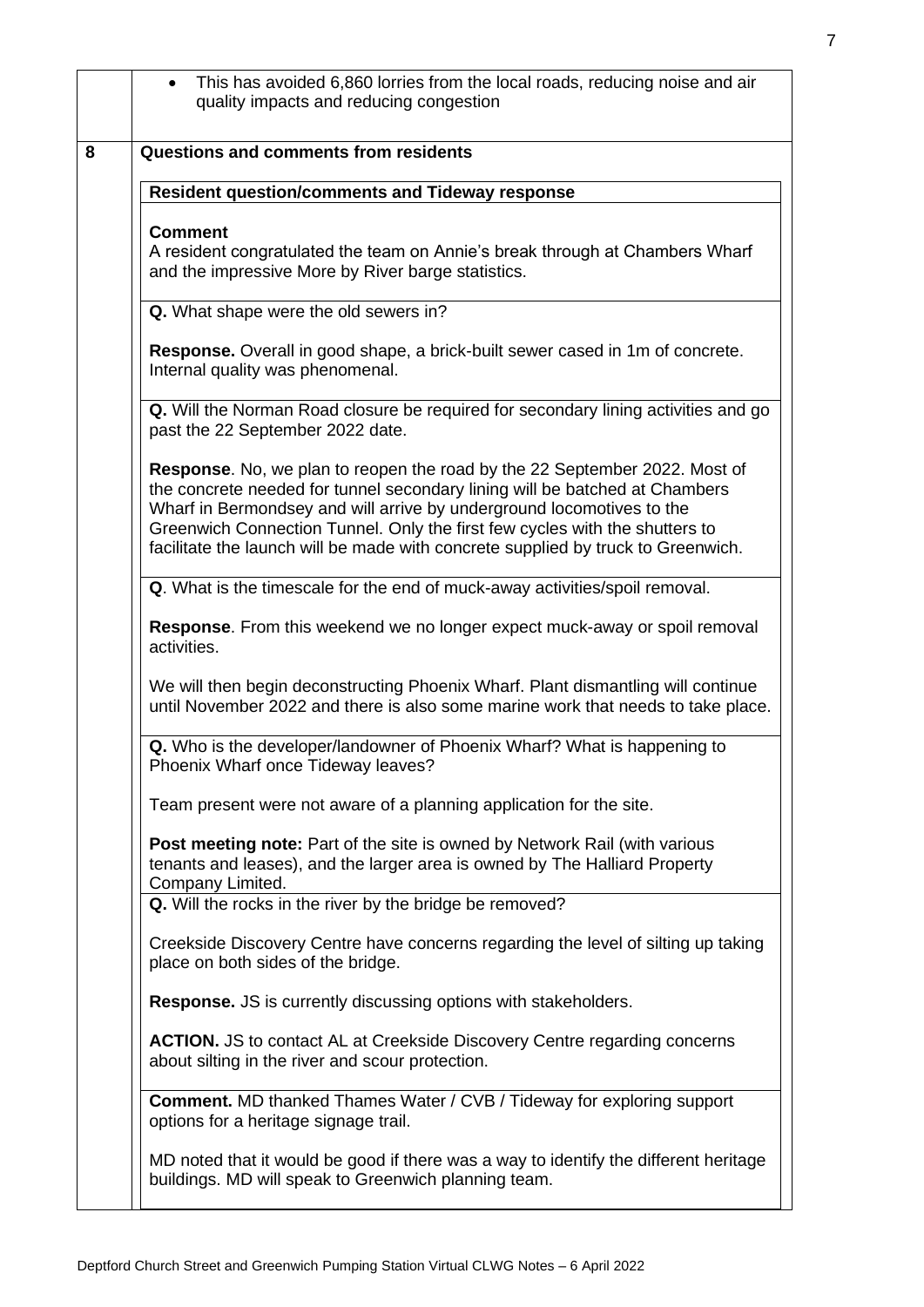|   |   |
|---|---|
|   | • This has avoided 6,860 lorries from the local roads, reducing noise and air quality impacts and reducing congestion |
| 8 | **Questions and comments from residents** |

**Resident question/comments and Tideway response**

**Comment**
A resident congratulated the team on Annie's break through at Chambers Wharf and the impressive More by River barge statistics.

**Q.** What shape were the old sewers in?

**Response.** Overall in good shape, a brick-built sewer cased in 1m of concrete. Internal quality was phenomenal.

**Q.** Will the Norman Road closure be required for secondary lining activities and go past the 22 September 2022 date.

**Response**. No, we plan to reopen the road by the 22 September 2022. Most of the concrete needed for tunnel secondary lining will be batched at Chambers Wharf in Bermondsey and will arrive by underground locomotives to the Greenwich Connection Tunnel. Only the first few cycles with the shutters to facilitate the launch will be made with concrete supplied by truck to Greenwich.

**Q**. What is the timescale for the end of muck-away activities/spoil removal.

**Response**. From this weekend we no longer expect muck-away or spoil removal activities.

We will then begin deconstructing Phoenix Wharf. Plant dismantling will continue until November 2022 and there is also some marine work that needs to take place.

**Q.** Who is the developer/landowner of Phoenix Wharf? What is happening to Phoenix Wharf once Tideway leaves?

Team present were not aware of a planning application for the site.

**Post meeting note:** Part of the site is owned by Network Rail (with various tenants and leases), and the larger area is owned by The Halliard Property Company Limited.

**Q.** Will the rocks in the river by the bridge be removed?

Creekside Discovery Centre have concerns regarding the level of silting up taking place on both sides of the bridge.

**Response.** JS is currently discussing options with stakeholders.

**ACTION.** JS to contact AL at Creekside Discovery Centre regarding concerns about silting in the river and scour protection.

**Comment.** MD thanked Thames Water / CVB / Tideway for exploring support options for a heritage signage trail.

MD noted that it would be good if there was a way to identify the different heritage buildings. MD will speak to Greenwich planning team.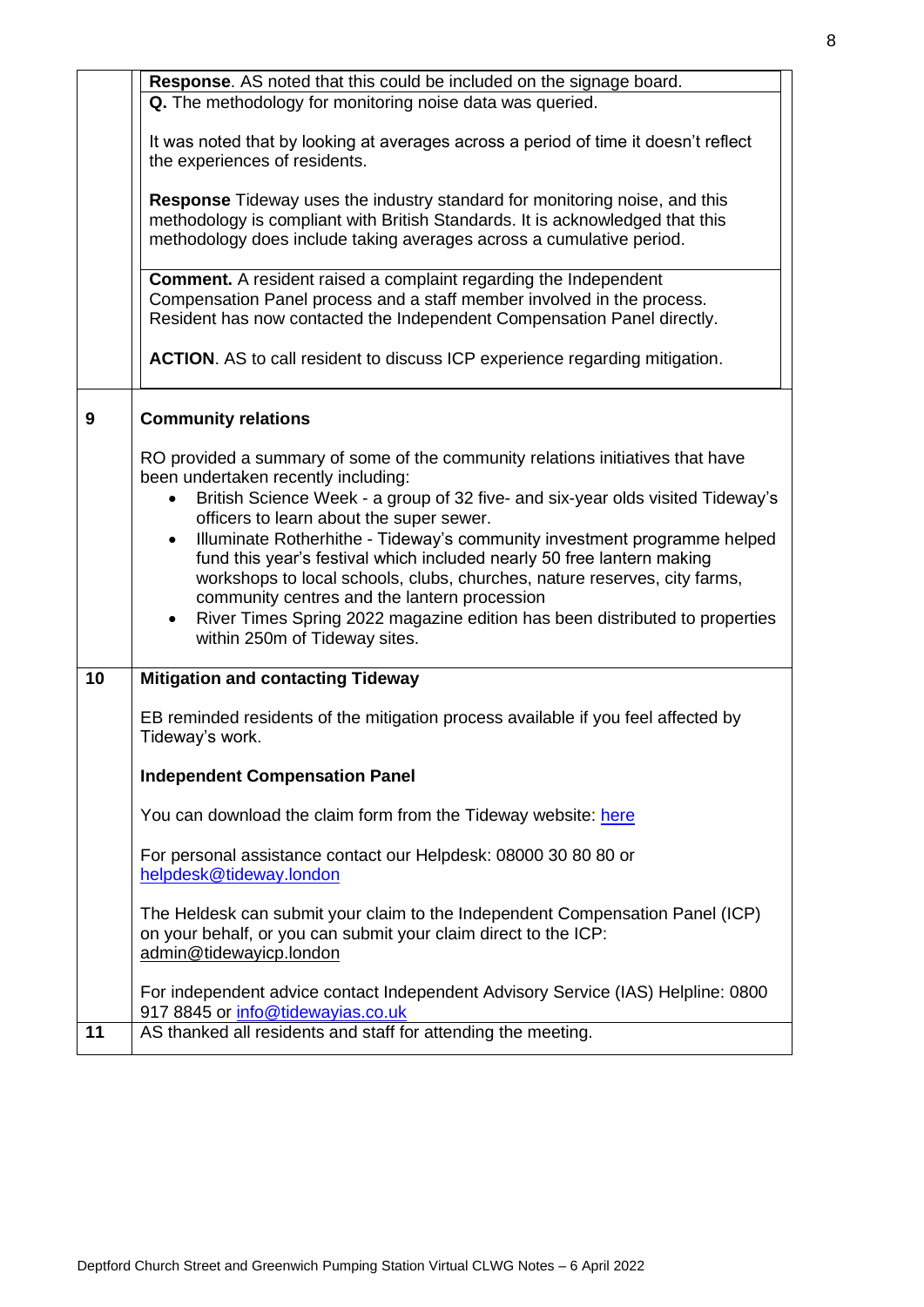| | |
|---|---|
| | **Response**. AS noted that this could be included on the signage board. |
| | **Q.** The methodology for monitoring noise data was queried.<br><br>It was noted that by looking at averages across a period of time it doesn't reflect the experiences of residents.<br><br>**Response** Tideway uses the industry standard for monitoring noise, and this methodology is compliant with British Standards. It is acknowledged that this methodology does include taking averages across a cumulative period. |
| | **Comment.** A resident raised a complaint regarding the Independent Compensation Panel process and a staff member involved in the process. Resident has now contacted the Independent Compensation Panel directly.<br><br>**ACTION**. AS to call resident to discuss ICP experience regarding mitigation. |
| **9** | **Community relations**<br><br>RO provided a summary of some of the community relations initiatives that have been undertaken recently including:<br>• British Science Week - a group of 32 five- and six-year olds visited Tideway's officers to learn about the super sewer.<br>• Illuminate Rotherhithe - Tideway's community investment programme helped fund this year's festival which included nearly 50 free lantern making workshops to local schools, clubs, churches, nature reserves, city farms, community centres and the lantern procession<br>• River Times Spring 2022 magazine edition has been distributed to properties within 250m of Tideway sites. |
| **10** | **Mitigation and contacting Tideway**<br><br>EB reminded residents of the mitigation process available if you feel affected by Tideway's work.<br><br>**Independent Compensation Panel**<br><br>You can download the claim form from the Tideway website: here<br><br>For personal assistance contact our Helpdesk: 08000 30 80 80 or helpdesk@tideway.london<br><br>The Heldesk can submit your claim to the Independent Compensation Panel (ICP) on your behalf, or you can submit your claim direct to the ICP: admin@tidewayicp.london<br><br>For independent advice contact Independent Advisory Service (IAS) Helpline: 0800 917 8845 or info@tidewayias.co.uk |
| **11** | AS thanked all residents and staff for attending the meeting. |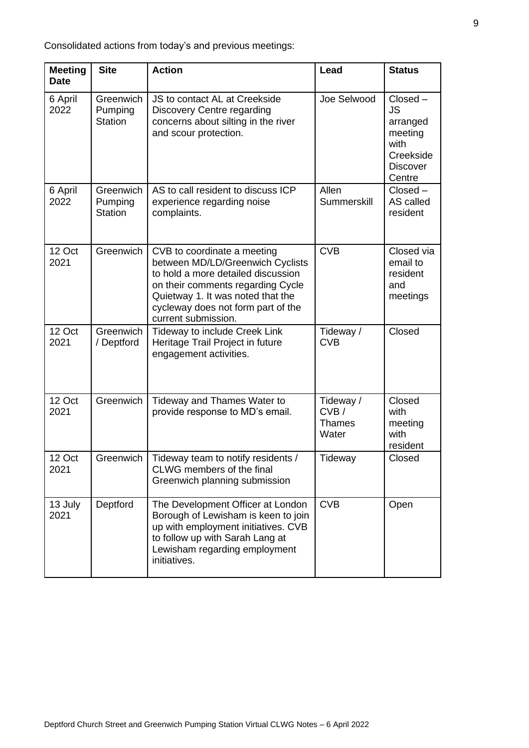Consolidated actions from today's and previous meetings:

| Meeting Date | Site | Action | Lead | Status |
|---|---|---|---|---|
| 6 April 2022 | Greenwich Pumping Station | JS to contact AL at Creekside Discovery Centre regarding concerns about silting in the river and scour protection. | Joe Selwood | Closed – JS arranged meeting with Creekside Discover Centre |
| 6 April 2022 | Greenwich Pumping Station | AS to call resident to discuss ICP experience regarding noise complaints. | Allen Summerskill | Closed – AS called resident |
| 12 Oct 2021 | Greenwich | CVB to coordinate a meeting between MD/LD/Greenwich Cyclists to hold a more detailed discussion on their comments regarding Cycle Quietway 1. It was noted that the cycleway does not form part of the current submission. | CVB | Closed via email to resident and meetings |
| 12 Oct 2021 | Greenwich / Deptford | Tideway to include Creek Link Heritage Trail Project in future engagement activities. | Tideway / CVB | Closed |
| 12 Oct 2021 | Greenwich | Tideway and Thames Water to provide response to MD's email. | Tideway / CVB / Thames Water | Closed with meeting with resident |
| 12 Oct 2021 | Greenwich | Tideway team to notify residents / CLWG members of the final Greenwich planning submission | Tideway | Closed |
| 13 July 2021 | Deptford | The Development Officer at London Borough of Lewisham is keen to join up with employment initiatives. CVB to follow up with Sarah Lang at Lewisham regarding employment initiatives. | CVB | Open |